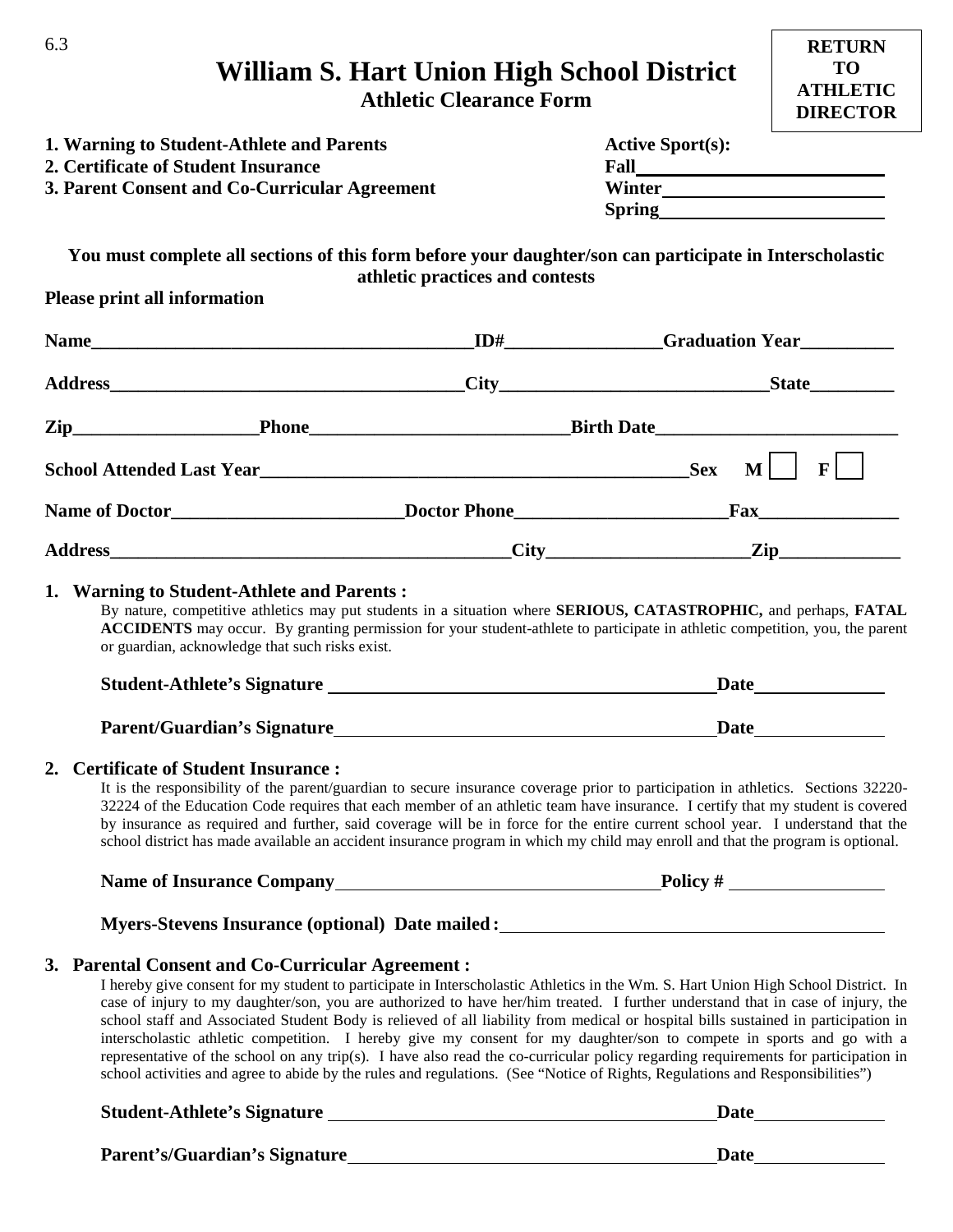6.3

# William S. Hart Union High School District

## Athletic Clearance Form

**RETURN TO ATHLETIC DIRECTOR**

**1. Warning to Student-Athlete and Parents**
**2. Certificate of Student Insurance**
**3. Parent Consent and Co-Curricular Agreement**

**Active Sport(s):**
**Fall**\_\_\_\_\_\_\_\_\_\_\_\_\_\_\_\_\_\_\_\_\_\_\_\_
**Winter**\_\_\_\_\_\_\_\_\_\_\_\_\_\_\_\_\_\_\_\_\_\_
**Spring**\_\_\_\_\_\_\_\_\_\_\_\_\_\_\_\_\_\_\_\_\_\_

**You must complete all sections of this form before your daughter/son can participate in Interscholastic athletic practices and contests**

**Please print all information**

**Name**\_\_\_\_\_\_\_\_\_\_\_\_\_\_\_\_\_\_\_\_\_\_\_\_\_\_\_\_\_\_\_\_\_\_\_\_\_\_\_\_\_\_ **ID#**\_\_\_\_\_\_\_\_\_\_\_\_\_\_\_\_\_ **Graduation Year**\_\_\_\_\_\_\_\_\_\_

**Address**\_\_\_\_\_\_\_\_\_\_\_\_\_\_\_\_\_\_\_\_\_\_\_\_\_\_\_\_\_\_\_\_\_\_\_\_\_\_ **City**\_\_\_\_\_\_\_\_\_\_\_\_\_\_\_\_\_\_\_\_\_\_\_\_\_\_\_\_\_ **State**\_\_\_\_\_\_\_\_\_

**Zip**\_\_\_\_\_\_\_\_\_\_\_\_\_\_\_\_\_\_\_ **Phone**\_\_\_\_\_\_\_\_\_\_\_\_\_\_\_\_\_\_\_\_\_\_\_\_\_\_\_\_ **Birth Date**\_\_\_\_\_\_\_\_\_\_\_\_\_\_\_\_\_\_\_\_\_\_\_\_\_\_

**School Attended Last Year**\_\_\_\_\_\_\_\_\_\_\_\_\_\_\_\_\_\_\_\_\_\_\_\_\_\_\_\_\_\_\_\_\_\_\_\_\_\_\_\_\_\_\_\_\_\_\_ **Sex M** ☐ **F** ☐

**Name of Doctor**\_\_\_\_\_\_\_\_\_\_\_\_\_\_\_\_\_\_\_\_\_\_\_\_\_ **Doctor Phone**\_\_\_\_\_\_\_\_\_\_\_\_\_\_\_\_\_\_\_\_\_\_\_ **Fax**\_\_\_\_\_\_\_\_\_\_\_\_\_\_\_

**Address**\_\_\_\_\_\_\_\_\_\_\_\_\_\_\_\_\_\_\_\_\_\_\_\_\_\_\_\_\_\_\_\_\_\_\_\_\_\_\_\_\_\_\_ **City**\_\_\_\_\_\_\_\_\_\_\_\_\_\_\_\_\_\_\_\_\_\_ **Zip**\_\_\_\_\_\_\_\_\_\_\_\_\_

### 1. Warning to Student-Athlete and Parents :

By nature, competitive athletics may put students in a situation where **SERIOUS, CATASTROPHIC,** and perhaps, **FATAL ACCIDENTS** may occur. By granting permission for your student-athlete to participate in athletic competition, you, the parent or guardian, acknowledge that such risks exist.

**Student-Athlete's Signature** \_\_\_\_\_\_\_\_\_\_\_\_\_\_\_\_\_\_\_\_\_\_\_\_\_\_\_\_\_\_\_\_\_\_\_\_\_\_\_\_\_\_ **Date**\_\_\_\_\_\_\_\_\_\_\_\_\_\_

**Parent/Guardian's Signature**\_\_\_\_\_\_\_\_\_\_\_\_\_\_\_\_\_\_\_\_\_\_\_\_\_\_\_\_\_\_\_\_\_\_\_\_\_\_\_\_\_\_ **Date**\_\_\_\_\_\_\_\_\_\_\_\_\_\_

### 2. Certificate of Student Insurance :

It is the responsibility of the parent/guardian to secure insurance coverage prior to participation in athletics. Sections 32220-32224 of the Education Code requires that each member of an athletic team have insurance. I certify that my student is covered by insurance as required and further, said coverage will be in force for the entire current school year. I understand that the school district has made available an accident insurance program in which my child may enroll and that the program is optional.

**Name of Insurance Company**\_\_\_\_\_\_\_\_\_\_\_\_\_\_\_\_\_\_\_\_\_\_\_\_\_\_\_\_\_\_\_\_\_\_\_\_ **Policy #** \_\_\_\_\_\_\_\_\_\_\_\_\_\_\_\_\_

**Myers-Stevens Insurance (optional) Date mailed :** \_\_\_\_\_\_\_\_\_\_\_\_\_\_\_\_\_\_\_\_\_\_\_\_\_\_\_\_\_\_\_\_\_\_\_\_\_\_\_\_\_\_

### 3. Parental Consent and Co-Curricular Agreement :

I hereby give consent for my student to participate in Interscholastic Athletics in the Wm. S. Hart Union High School District. In case of injury to my daughter/son, you are authorized to have her/him treated. I further understand that in case of injury, the school staff and Associated Student Body is relieved of all liability from medical or hospital bills sustained in participation in interscholastic athletic competition. I hereby give my consent for my daughter/son to compete in sports and go with a representative of the school on any trip(s). I have also read the co-curricular policy regarding requirements for participation in school activities and agree to abide by the rules and regulations. (See "Notice of Rights, Regulations and Responsibilities")

**Student-Athlete's Signature** \_\_\_\_\_\_\_\_\_\_\_\_\_\_\_\_\_\_\_\_\_\_\_\_\_\_\_\_\_\_\_\_\_\_\_\_\_\_\_\_\_\_ **Date**\_\_\_\_\_\_\_\_\_\_\_\_\_\_

**Parent's/Guardian's Signature**\_\_\_\_\_\_\_\_\_\_\_\_\_\_\_\_\_\_\_\_\_\_\_\_\_\_\_\_\_\_\_\_\_\_\_\_\_\_\_\_ **Date**\_\_\_\_\_\_\_\_\_\_\_\_\_\_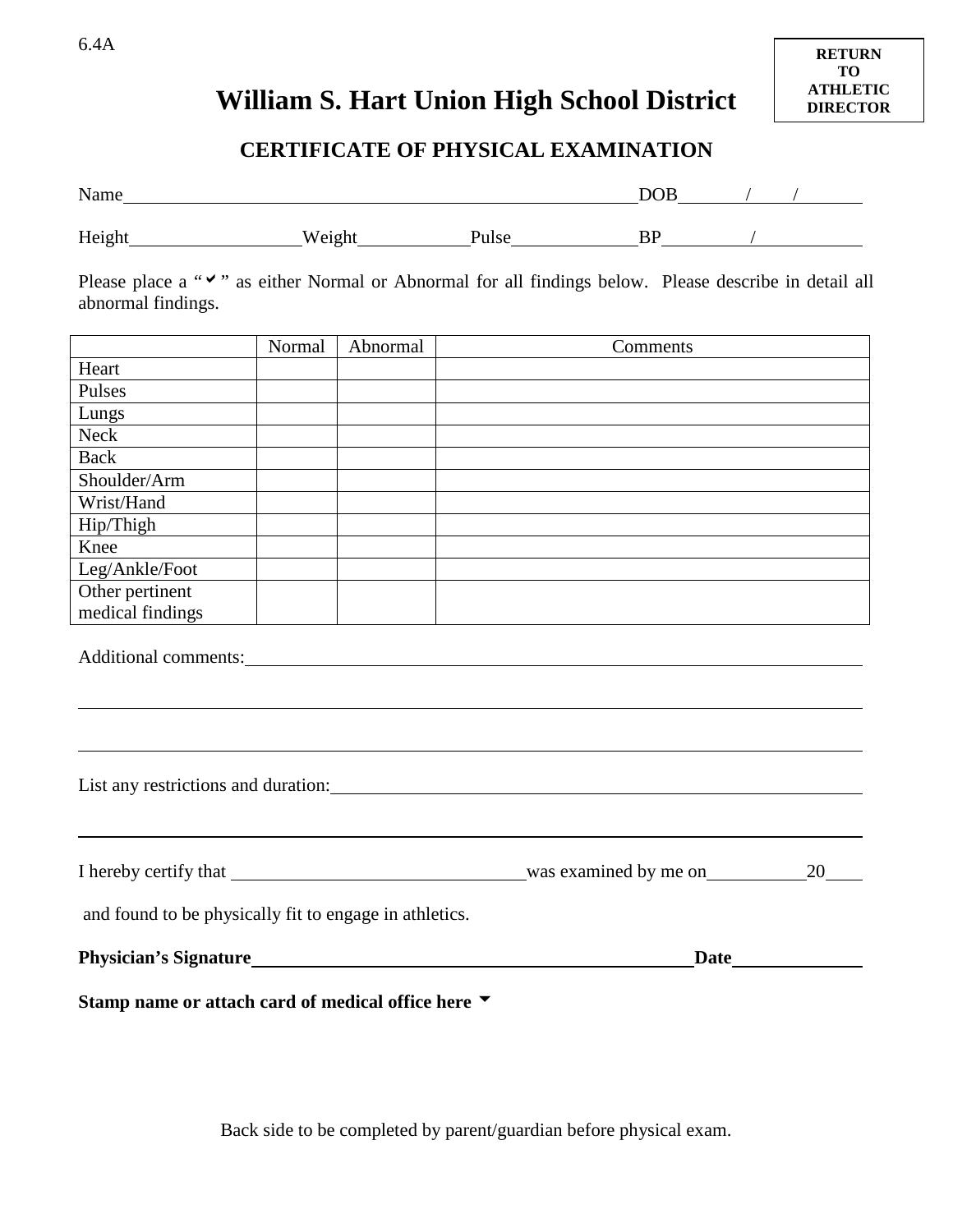6.4A

**RETURN TO ATHLETIC DIRECTOR**

# William S. Hart Union High School District

## CERTIFICATE OF PHYSICAL EXAMINATION

Name\_\_\_\_\_\_\_\_\_\_\_\_\_\_\_\_\_\_\_\_\_\_\_\_\_\_\_\_\_\_\_\_\_\_\_\_\_\_\_\_\_\_\_\_\_\_\_\_ DOB\_\_\_\_\_/\_\_\_\_/\_\_\_\_\_

Height\_\_\_\_\_\_\_\_\_\_\_\_\_\_\_ Weight\_\_\_\_\_\_\_\_\_\_ Pulse\_\_\_\_\_\_\_\_\_\_\_ BP\_\_\_\_\_\_\_/\_\_\_\_\_\_\_\_\_

Please place a "✔" as either Normal or Abnormal for all findings below. Please describe in detail all abnormal findings.

| | Normal | Abnormal | Comments |
|---|---|---|---|
| Heart | | | |
| Pulses | | | |
| Lungs | | | |
| Neck | | | |
| Back | | | |
| Shoulder/Arm | | | |
| Wrist/Hand | | | |
| Hip/Thigh | | | |
| Knee | | | |
| Leg/Ankle/Foot | | | |
| Other pertinent medical findings | | | |

Additional comments:\_\_\_\_\_\_\_\_\_\_\_\_\_\_\_\_\_\_\_\_\_\_\_\_\_\_\_\_\_\_\_\_\_\_\_\_\_\_\_\_\_\_\_\_\_\_\_\_\_\_\_\_\_\_\_\_\_\_\_\_\_\_

\_\_\_\_\_\_\_\_\_\_\_\_\_\_\_\_\_\_\_\_\_\_\_\_\_\_\_\_\_\_\_\_\_\_\_\_\_\_\_\_\_\_\_\_\_\_\_\_\_\_\_\_\_\_\_\_\_\_\_\_\_\_\_\_\_\_\_\_\_\_\_\_\_\_\_\_\_\_\_\_

\_\_\_\_\_\_\_\_\_\_\_\_\_\_\_\_\_\_\_\_\_\_\_\_\_\_\_\_\_\_\_\_\_\_\_\_\_\_\_\_\_\_\_\_\_\_\_\_\_\_\_\_\_\_\_\_\_\_\_\_\_\_\_\_\_\_\_\_\_\_\_\_\_\_\_\_\_\_\_\_

List any restrictions and duration:\_\_\_\_\_\_\_\_\_\_\_\_\_\_\_\_\_\_\_\_\_\_\_\_\_\_\_\_\_\_\_\_\_\_\_\_\_\_\_\_\_\_\_\_\_\_\_\_\_\_\_\_\_\_

\_\_\_\_\_\_\_\_\_\_\_\_\_\_\_\_\_\_\_\_\_\_\_\_\_\_\_\_\_\_\_\_\_\_\_\_\_\_\_\_\_\_\_\_\_\_\_\_\_\_\_\_\_\_\_\_\_\_\_\_\_\_\_\_\_\_\_\_\_\_\_\_\_\_\_\_\_\_\_\_

I hereby certify that \_\_\_\_\_\_\_\_\_\_\_\_\_\_\_\_\_\_\_\_\_\_\_\_\_\_\_\_ was examined by me on\_\_\_\_\_\_\_\_\_\_ 20\_\_\_\_

and found to be physically fit to engage in athletics.

**Physician's Signature**\_\_\_\_\_\_\_\_\_\_\_\_\_\_\_\_\_\_\_\_\_\_\_\_\_\_\_\_\_\_\_\_\_\_\_\_\_\_\_\_\_\_\_\_\_\_ **Date**\_\_\_\_\_\_\_\_\_\_\_\_

**Stamp name or attach card of medical office here ▼**

Back side to be completed by parent/guardian before physical exam.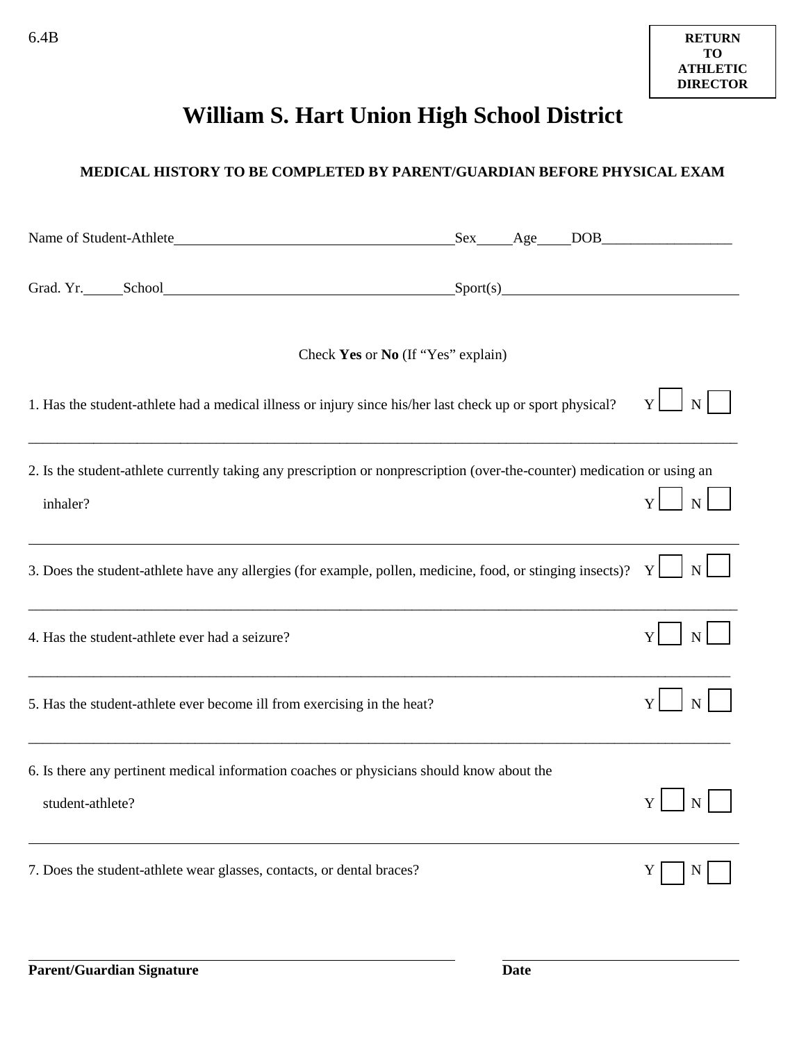6.4B

**RETURN TO ATHLETIC DIRECTOR**

# William S. Hart Union High School District

**MEDICAL HISTORY TO BE COMPLETED BY PARENT/GUARDIAN BEFORE PHYSICAL EXAM**

Name of Student-Athlete_______________________________________Sex_____Age____DOB__________________

Grad. Yr._____School________________________________________Sport(s)________________________________

Check **Yes** or **No** (If "Yes" explain)

1. Has the student-athlete had a medical illness or injury since his/her last check up or sport physical? Y ☐ N ☐

_____________________________________________________________________________________________

2. Is the student-athlete currently taking any prescription or nonprescription (over-the-counter) medication or using an inhaler? Y ☐ N ☐

_____________________________________________________________________________________________

3. Does the student-athlete have any allergies (for example, pollen, medicine, food, or stinging insects)? Y ☐ N ☐

_____________________________________________________________________________________________

4. Has the student-athlete ever had a seizure? Y ☐ N ☐

_____________________________________________________________________________________________

5. Has the student-athlete ever become ill from exercising in the heat? Y ☐ N ☐

_____________________________________________________________________________________________

6. Is there any pertinent medical information coaches or physicians should know about the student-athlete? Y ☐ N ☐

_____________________________________________________________________________________________

7. Does the student-athlete wear glasses, contacts, or dental braces? Y ☐ N ☐

_______________________________________________ _______________________________

**Parent/Guardian Signature** **Date**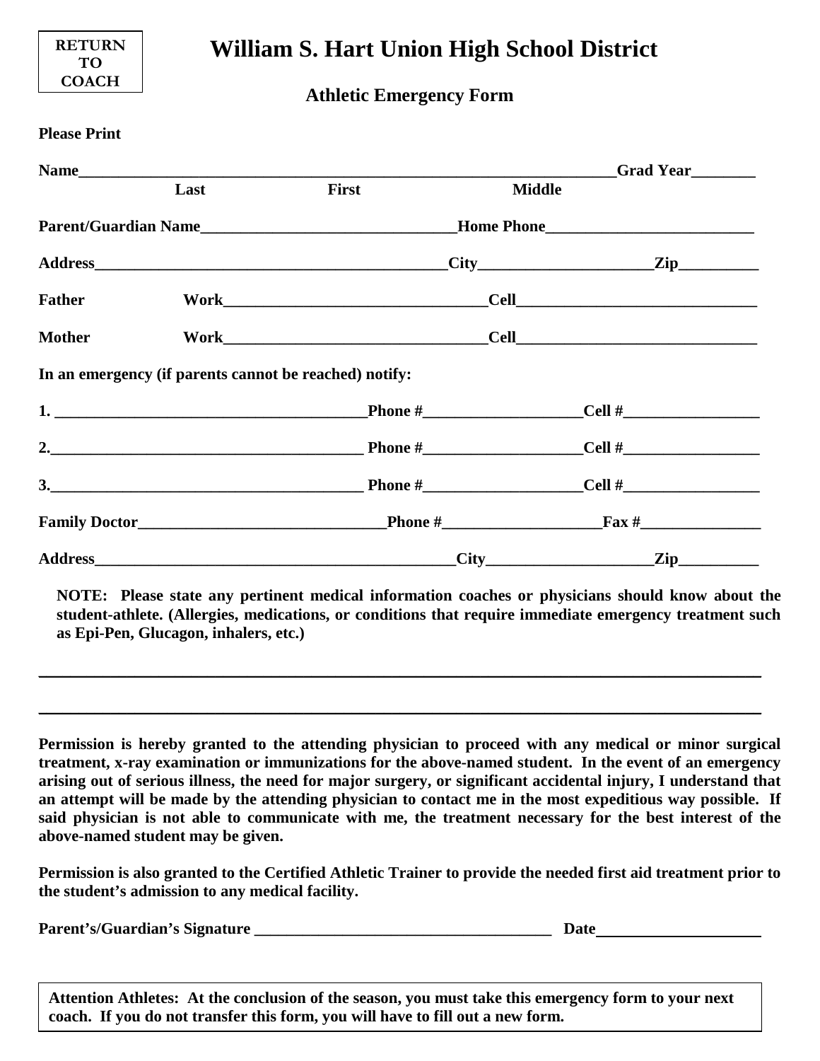**RETURN TO COACH**

# William S. Hart Union High School District

## Athletic Emergency Form

**Please Print**

**Name**\_\_\_\_\_\_\_\_\_\_\_\_\_\_\_\_\_\_\_\_\_\_\_\_\_\_\_\_\_\_\_\_\_\_\_\_\_\_\_\_\_\_\_\_\_\_\_\_\_\_\_\_\_\_\_\_\_\_\_\_\_\_\_\_\_\_\_\_\_\_**Grad Year**\_\_\_\_\_\_\_\_
**Last** **First** **Middle**

**Parent/Guardian Name**\_\_\_\_\_\_\_\_\_\_\_\_\_\_\_\_\_\_\_\_\_\_\_\_\_\_\_\_\_\_\_\_**Home Phone**\_\_\_\_\_\_\_\_\_\_\_\_\_\_\_\_\_\_\_\_\_\_\_\_\_\_

**Address**\_\_\_\_\_\_\_\_\_\_\_\_\_\_\_\_\_\_\_\_\_\_\_\_\_\_\_\_\_\_\_\_\_\_\_\_\_\_\_\_\_\_\_\_\_**City**\_\_\_\_\_\_\_\_\_\_\_\_\_\_\_\_\_\_\_\_\_\_**Zip**\_\_\_\_\_\_\_\_\_\_

**Father** **Work**\_\_\_\_\_\_\_\_\_\_\_\_\_\_\_\_\_\_\_\_\_\_\_\_\_\_\_\_\_\_\_\_\_\_**Cell**\_\_\_\_\_\_\_\_\_\_\_\_\_\_\_\_\_\_\_\_\_\_\_\_\_\_\_\_\_\_\_

**Mother** **Work**\_\_\_\_\_\_\_\_\_\_\_\_\_\_\_\_\_\_\_\_\_\_\_\_\_\_\_\_\_\_\_\_\_\_**Cell**\_\_\_\_\_\_\_\_\_\_\_\_\_\_\_\_\_\_\_\_\_\_\_\_\_\_\_\_\_\_\_

**In an emergency (if parents cannot be reached) notify:**

**1.** \_\_\_\_\_\_\_\_\_\_\_\_\_\_\_\_\_\_\_\_\_\_\_\_\_\_\_\_\_\_\_\_\_\_\_\_\_\_\_\_**Phone #**\_\_\_\_\_\_\_\_\_\_\_\_\_\_\_\_\_\_\_\_**Cell #**\_\_\_\_\_\_\_\_\_\_\_\_\_\_\_\_\_\_

**2.**\_\_\_\_\_\_\_\_\_\_\_\_\_\_\_\_\_\_\_\_\_\_\_\_\_\_\_\_\_\_\_\_\_\_\_\_\_\_\_\_ **Phone #**\_\_\_\_\_\_\_\_\_\_\_\_\_\_\_\_\_\_\_\_**Cell #**\_\_\_\_\_\_\_\_\_\_\_\_\_\_\_\_\_\_

**3.**\_\_\_\_\_\_\_\_\_\_\_\_\_\_\_\_\_\_\_\_\_\_\_\_\_\_\_\_\_\_\_\_\_\_\_\_\_\_\_\_ **Phone #**\_\_\_\_\_\_\_\_\_\_\_\_\_\_\_\_\_\_\_\_**Cell #**\_\_\_\_\_\_\_\_\_\_\_\_\_\_\_\_\_\_

**Family Doctor**\_\_\_\_\_\_\_\_\_\_\_\_\_\_\_\_\_\_\_\_\_\_\_\_\_\_\_\_\_\_\_\_**Phone #**\_\_\_\_\_\_\_\_\_\_\_\_\_\_\_\_\_\_\_\_**Fax #**\_\_\_\_\_\_\_\_\_\_\_\_\_\_\_\_

**Address**\_\_\_\_\_\_\_\_\_\_\_\_\_\_\_\_\_\_\_\_\_\_\_\_\_\_\_\_\_\_\_\_\_\_\_\_\_\_\_\_\_\_\_\_\_\_**City**\_\_\_\_\_\_\_\_\_\_\_\_\_\_\_\_\_\_\_\_\_**Zip**\_\_\_\_\_\_\_\_\_\_

**NOTE: Please state any pertinent medical information coaches or physicians should know about the student-athlete. (Allergies, medications, or conditions that require immediate emergency treatment such as Epi-Pen, Glucagon, inhalers, etc.)**

\_\_\_\_\_\_\_\_\_\_\_\_\_\_\_\_\_\_\_\_\_\_\_\_\_\_\_\_\_\_\_\_\_\_\_\_\_\_\_\_\_\_\_\_\_\_\_\_\_\_\_\_\_\_\_\_\_\_\_\_\_\_\_\_\_\_\_\_\_\_\_\_\_\_\_\_\_\_\_\_\_\_\_\_\_\_\_\_

\_\_\_\_\_\_\_\_\_\_\_\_\_\_\_\_\_\_\_\_\_\_\_\_\_\_\_\_\_\_\_\_\_\_\_\_\_\_\_\_\_\_\_\_\_\_\_\_\_\_\_\_\_\_\_\_\_\_\_\_\_\_\_\_\_\_\_\_\_\_\_\_\_\_\_\_\_\_\_\_\_\_\_\_\_\_\_\_

**Permission is hereby granted to the attending physician to proceed with any medical or minor surgical treatment, x-ray examination or immunizations for the above-named student. In the event of an emergency arising out of serious illness, the need for major surgery, or significant accidental injury, I understand that an attempt will be made by the attending physician to contact me in the most expeditious way possible. If said physician is not able to communicate with me, the treatment necessary for the best interest of the above-named student may be given.**

**Permission is also granted to the Certified Athletic Trainer to provide the needed first aid treatment prior to the student's admission to any medical facility.**

**Parent's/Guardian's Signature** \_\_\_\_\_\_\_\_\_\_\_\_\_\_\_\_\_\_\_\_\_\_\_\_\_\_\_\_\_\_\_\_\_\_\_\_\_\_ **Date**\_\_\_\_\_\_\_\_\_\_\_\_\_\_\_\_\_\_\_\_\_\_

**Attention Athletes: At the conclusion of the season, you must take this emergency form to your next coach. If you do not transfer this form, you will have to fill out a new form.**